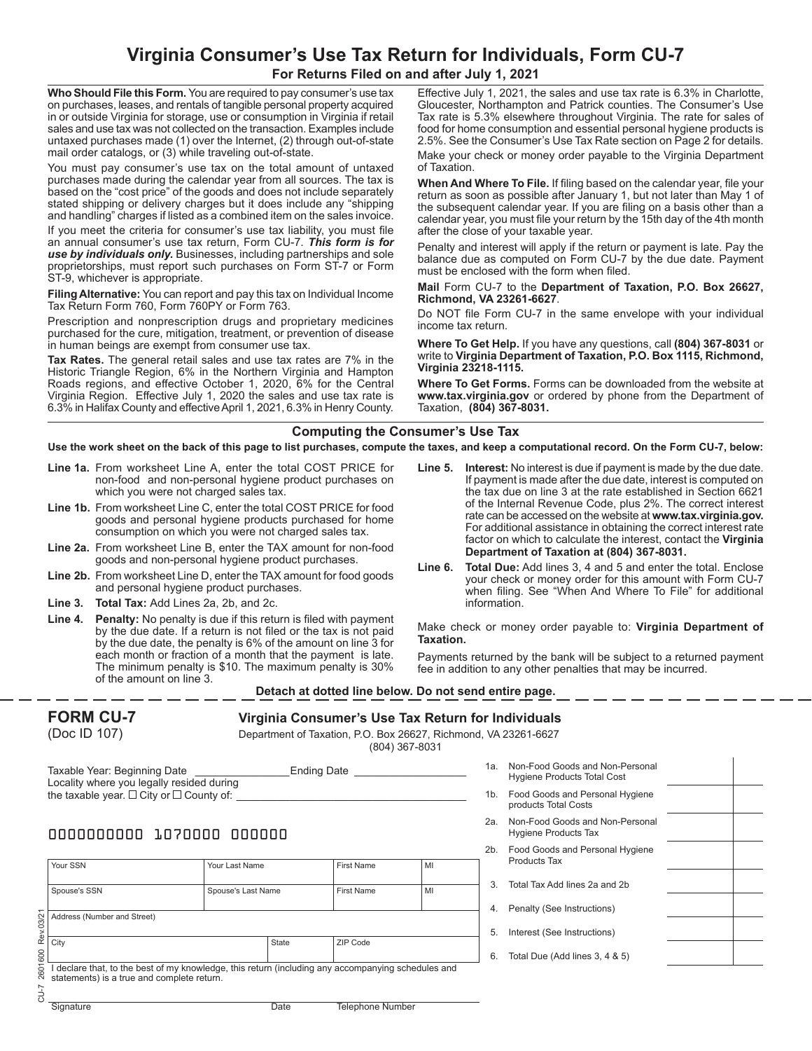# Virginia Consumer's Use Tax Return for Individuals, Form CU-7

**For Returns Filed on and after July 1, 2021**

**Who Should File this Form.** You are required to pay consumer's use tax on purchases, leases, and rentals of tangible personal property acquired in or outside Virginia for storage, use or consumption in Virginia if retail sales and use tax was not collected on the transaction. Examples include untaxed purchases made (1) over the Internet, (2) through out-of-state mail order catalogs, or (3) while traveling out-of-state.

You must pay consumer's use tax on the total amount of untaxed purchases made during the calendar year from all sources. The tax is based on the "cost price" of the goods and does not include separately stated shipping or delivery charges but it does include any "shipping and handling" charges if listed as a combined item on the sales invoice.

If you meet the criteria for consumer's use tax liability, you must file an annual consumer's use tax return, Form CU-7. ***This form is for use by individuals only.*** Businesses, including partnerships and sole proprietorships, must report such purchases on Form ST-7 or Form ST-9, whichever is appropriate.

**Filing Alternative:** You can report and pay this tax on Individual Income Tax Return Form 760, Form 760PY or Form 763.

Prescription and nonprescription drugs and proprietary medicines purchased for the cure, mitigation, treatment, or prevention of disease in human beings are exempt from consumer use tax.

**Tax Rates.** The general retail sales and use tax rates are 7% in the Historic Triangle Region, 6% in the Northern Virginia and Hampton Roads regions, and effective October 1, 2020, 6% for the Central Virginia Region. Effective July 1, 2020 the sales and use tax rate is 6.3% in Halifax County and effective April 1, 2021, 6.3% in Henry County. Effective July 1, 2021, the sales and use tax rate is 6.3% in Charlotte, Gloucester, Northampton and Patrick counties. The Consumer's Use Tax rate is 5.3% elsewhere throughout Virginia. The rate for sales of food for home consumption and essential personal hygiene products is 2.5%. See the Consumer's Use Tax Rate section on Page 2 for details.

Make your check or money order payable to the Virginia Department of Taxation.

**When And Where To File.** If filing based on the calendar year, file your return as soon as possible after January 1, but not later than May 1 of the subsequent calendar year. If you are filing on a basis other than a calendar year, you must file your return by the 15th day of the 4th month after the close of your taxable year.

Penalty and interest will apply if the return or payment is late. Pay the balance due as computed on Form CU-7 by the due date. Payment must be enclosed with the form when filed.

**Mail** Form CU-7 to the **Department of Taxation, P.O. Box 26627, Richmond, VA 23261-6627**.

Do NOT file Form CU-7 in the same envelope with your individual income tax return.

**Where To Get Help.** If you have any questions, call **(804) 367-8031** or write to **Virginia Department of Taxation, P.O. Box 1115, Richmond, Virginia 23218-1115.**

**Where To Get Forms.** Forms can be downloaded from the website at **www.tax.virginia.gov** or ordered by phone from the Department of Taxation, **(804) 367-8031.**

## Computing the Consumer's Use Tax

**Use the work sheet on the back of this page to list purchases, compute the taxes, and keep a computational record. On the Form CU-7, below:**

**Line 1a.** From worksheet Line A, enter the total COST PRICE for non-food and non-personal hygiene product purchases on which you were not charged sales tax.

**Line 1b.** From worksheet Line C, enter the total COST PRICE for food goods and personal hygiene products purchased for home consumption on which you were not charged sales tax.

**Line 2a.** From worksheet Line B, enter the TAX amount for non-food goods and non-personal hygiene product purchases.

**Line 2b.** From worksheet Line D, enter the TAX amount for food goods and personal hygiene product purchases.

**Line 3. Total Tax:** Add Lines 2a, 2b, and 2c.

**Line 4. Penalty:** No penalty is due if this return is filed with payment by the due date. If a return is not filed or the tax is not paid by the due date, the penalty is 6% of the amount on line 3 for each month or fraction of a month that the payment is late. The minimum penalty is $10. The maximum penalty is 30% of the amount on line 3.

**Line 5. Interest:** No interest is due if payment is made by the due date. If payment is made after the due date, interest is computed on the tax due on line 3 at the rate established in Section 6621 of the Internal Revenue Code, plus 2%. The correct interest rate can be accessed on the website at **www.tax.virginia.gov.** For additional assistance in obtaining the correct interest rate factor on which to calculate the interest, contact the **Virginia Department of Taxation at (804) 367-8031.**

**Line 6. Total Due:** Add lines 3, 4 and 5 and enter the total. Enclose your check or money order for this amount with Form CU-7 when filing. See "When And Where To File" for additional information.

Make check or money order payable to: **Virginia Department of Taxation.**

Payments returned by the bank will be subject to a returned payment fee in addition to any other penalties that may be incurred.

**Detach at dotted line below. Do not send entire page.**

---

## FORM CU-7
(Doc ID 107)

**Virginia Consumer's Use Tax Return for Individuals**

Department of Taxation, P.O. Box 26627, Richmond, VA 23261-6627
(804) 367-8031

Taxable Year: Beginning Date ________________ Ending Date ________________

Locality where you legally resided during the taxable year. ☐ City or ☐ County of: ________________

0000000000 1070000 000000

| Your SSN | Your Last Name | First Name | MI |
|---|---|---|---|
| Spouse's SSN | Spouse's Last Name | First Name | MI |
| Address (Number and Street) | | | |
| City | State | ZIP Code | |

I declare that, to the best of my knowledge, this return (including any accompanying schedules and statements) is a true and complete return.

Signature ________ Date ________ Telephone Number ________

| Line | Description | Amount |
|---|---|---|
| 1a. | Non-Food Goods and Non-Personal Hygiene Products Total Cost | |
| 1b. | Food Goods and Personal Hygiene products Total Costs | |
| 2a. | Non-Food Goods and Non-Personal Hygiene Products Tax | |
| 2b. | Food Goods and Personal Hygiene Products Tax | |
| 3. | Total Tax Add lines 2a and 2b | |
| 4. | Penalty (See Instructions) | |
| 5. | Interest (See Instructions) | |
| 6. | Total Due (Add lines 3, 4 & 5) | |

CU-7 2601600 Rev.03/21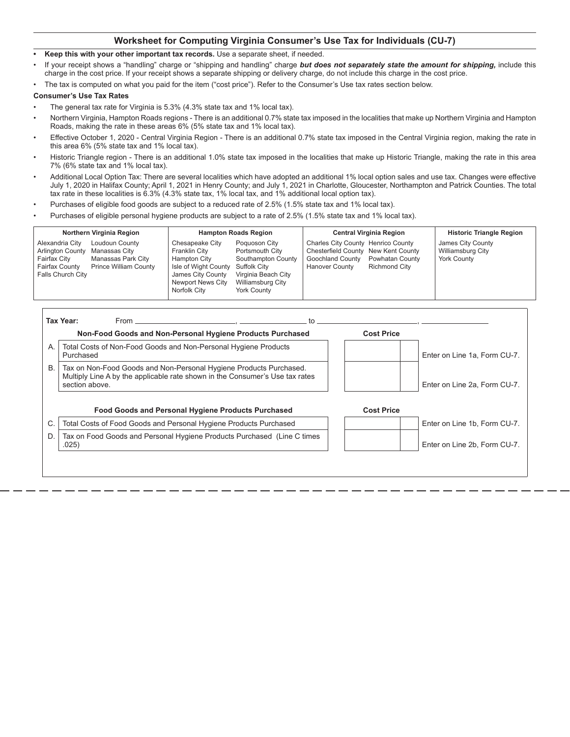## Worksheet for Computing Virginia Consumer's Use Tax for Individuals (CU-7)

- **Keep this with your other important tax records.** Use a separate sheet, if needed.
- If your receipt shows a "handling" charge or "shipping and handling" charge ***but does not separately state the amount for shipping,*** include this charge in the cost price. If your receipt shows a separate shipping or delivery charge, do not include this charge in the cost price.
- The tax is computed on what you paid for the item ("cost price"). Refer to the Consumer's Use tax rates section below.

**Consumer's Use Tax Rates**

- The general tax rate for Virginia is 5.3% (4.3% state tax and 1% local tax).
- Northern Virginia, Hampton Roads regions - There is an additional 0.7% state tax imposed in the localities that make up Northern Virginia and Hampton Roads, making the rate in these areas 6% (5% state tax and 1% local tax).
- Effective October 1, 2020 - Central Virginia Region - There is an additional 0.7% state tax imposed in the Central Virginia region, making the rate in this area 6% (5% state tax and 1% local tax).
- Historic Triangle region - There is an additional 1.0% state tax imposed in the localities that make up Historic Triangle, making the rate in this area 7% (6% state tax and 1% local tax).
- Additional Local Option Tax: There are several localities which have adopted an additional 1% local option sales and use tax. Changes were effective July 1, 2020 in Halifax County; April 1, 2021 in Henry County; and July 1, 2021 in Charlotte, Gloucester, Northampton and Patrick Counties. The total tax rate in these localities is 6.3% (4.3% state tax, 1% local tax, and 1% additional local option tax).
- Purchases of eligible food goods are subject to a reduced rate of 2.5% (1.5% state tax and 1% local tax).
- Purchases of eligible personal hygiene products are subject to a rate of 2.5% (1.5% state tax and 1% local tax).

| Northern Virginia Region | | Hampton Roads Region | | Central Virginia Region | | Historic Triangle Region |
|---|---|---|---|---|---|---|
| Alexandria City | Loudoun County | Chesapeake City | Poquoson City | Charles City County | Henrico County | James City County |
| Arlington County | Manassas City | Franklin City | Portsmouth City | Chesterfield County | New Kent County | Williamsburg City |
| Fairfax City | Manassas Park City | Hampton City | Southampton County | Goochland County | Powhatan County | York County |
| Fairfax County | Prince William County | Isle of Wight County | Suffolk City | Hanover County | Richmond City | |
| Falls Church City | | James City County | Virginia Beach City | | | |
| | | Newport News City | Williamsburg City | | | |
| | | Norfolk City | York County | | | |

**Tax Year:** From ______________________, ______________ to ______________________, ______________

| | Non-Food Goods and Non-Personal Hygiene Products Purchased | Cost Price | |
|---|---|---|---|
| A. | Total Costs of Non-Food Goods and Non-Personal Hygiene Products Purchased | | Enter on Line 1a, Form CU-7. |
| B. | Tax on Non-Food Goods and Non-Personal Hygiene Products Purchased. Multiply Line A by the applicable rate shown in the Consumer's Use tax rates section above. | | Enter on Line 2a, Form CU-7. |

| | Food Goods and Personal Hygiene Products Purchased | Cost Price | |
|---|---|---|---|
| C. | Total Costs of Food Goods and Personal Hygiene Products Purchased | | Enter on Line 1b, Form CU-7. |
| D. | Tax on Food Goods and Personal Hygiene Products Purchased (Line C times .025) | | Enter on Line 2b, Form CU-7. |